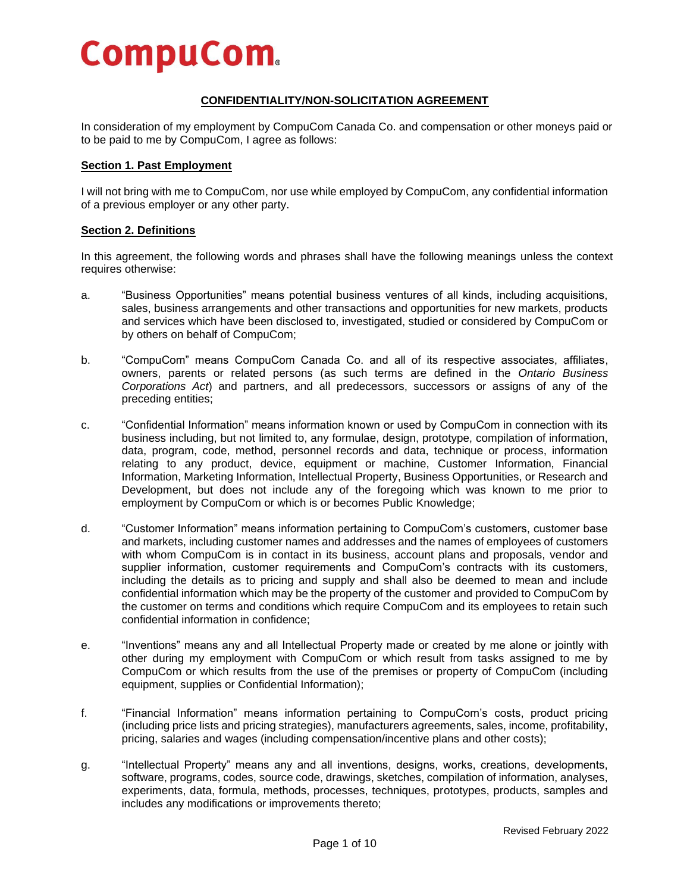# CompuCom

## CONFIDENTIALITY/NON-SOLICITATION AGREEMENT

In consideration of my employment by CompuCom Canada Co. and compensation or other moneys paid or to be paid to me by CompuCom, I agree as follows:

### Section 1. Past Employment

I will not bring with me to CompuCom, nor use while employed by CompuCom, any confidential information of a previous employer or any other party.

### Section 2. Definitions

In this agreement, the following words and phrases shall have the following meanings unless the context requires otherwise:

a. "Business Opportunities" means potential business ventures of all kinds, including acquisitions, sales, business arrangements and other transactions and opportunities for new markets, products and services which have been disclosed to, investigated, studied or considered by CompuCom or by others on behalf of CompuCom;

b. "CompuCom" means CompuCom Canada Co. and all of its respective associates, affiliates, owners, parents or related persons (as such terms are defined in the *Ontario Business Corporations Act*) and partners, and all predecessors, successors or assigns of any of the preceding entities;

c. "Confidential Information" means information known or used by CompuCom in connection with its business including, but not limited to, any formulae, design, prototype, compilation of information, data, program, code, method, personnel records and data, technique or process, information relating to any product, device, equipment or machine, Customer Information, Financial Information, Marketing Information, Intellectual Property, Business Opportunities, or Research and Development, but does not include any of the foregoing which was known to me prior to employment by CompuCom or which is or becomes Public Knowledge;

d. "Customer Information" means information pertaining to CompuCom's customers, customer base and markets, including customer names and addresses and the names of employees of customers with whom CompuCom is in contact in its business, account plans and proposals, vendor and supplier information, customer requirements and CompuCom's contracts with its customers, including the details as to pricing and supply and shall also be deemed to mean and include confidential information which may be the property of the customer and provided to CompuCom by the customer on terms and conditions which require CompuCom and its employees to retain such confidential information in confidence;

e. "Inventions" means any and all Intellectual Property made or created by me alone or jointly with other during my employment with CompuCom or which result from tasks assigned to me by CompuCom or which results from the use of the premises or property of CompuCom (including equipment, supplies or Confidential Information);

f. "Financial Information" means information pertaining to CompuCom's costs, product pricing (including price lists and pricing strategies), manufacturers agreements, sales, income, profitability, pricing, salaries and wages (including compensation/incentive plans and other costs);

g. "Intellectual Property" means any and all inventions, designs, works, creations, developments, software, programs, codes, source code, drawings, sketches, compilation of information, analyses, experiments, data, formula, methods, processes, techniques, prototypes, products, samples and includes any modifications or improvements thereto;

Revised February 2022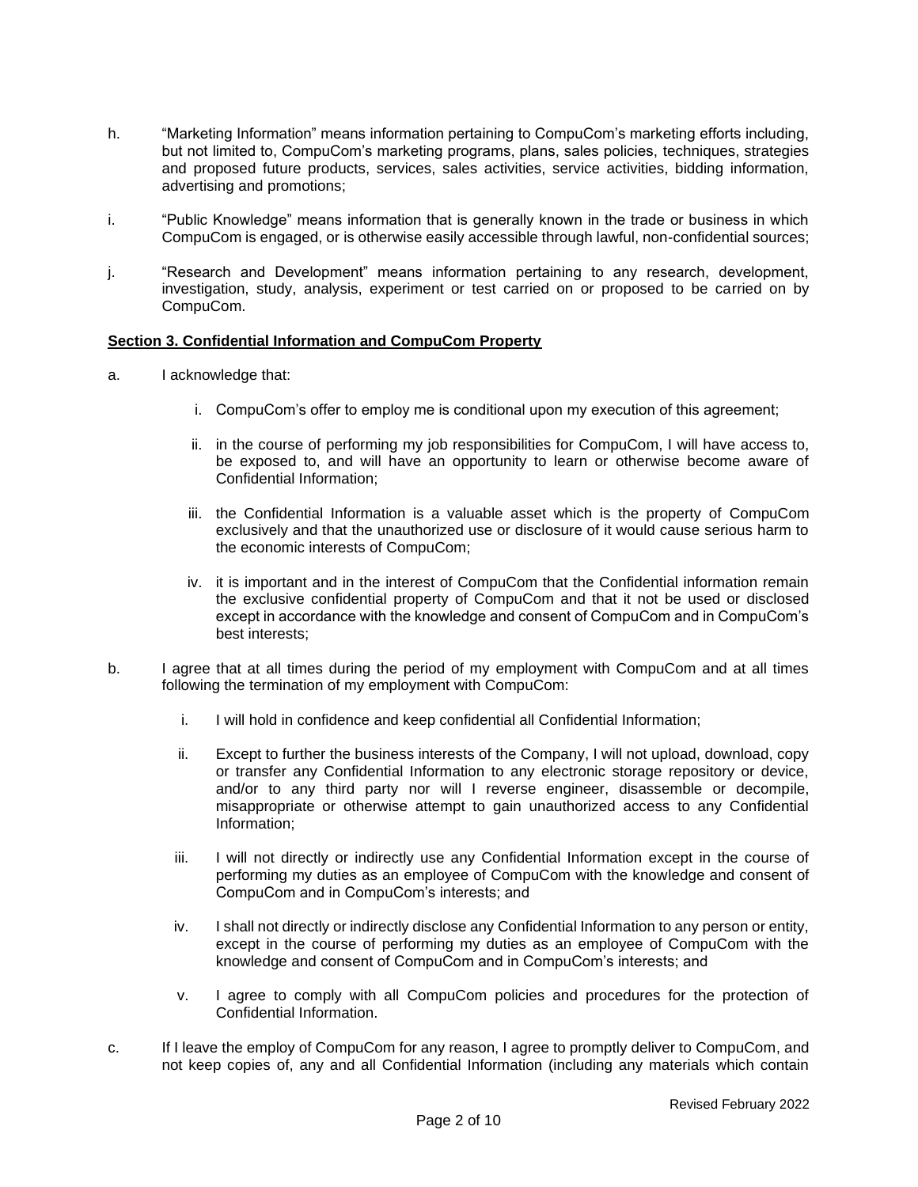h. "Marketing Information" means information pertaining to CompuCom's marketing efforts including, but not limited to, CompuCom's marketing programs, plans, sales policies, techniques, strategies and proposed future products, services, sales activities, service activities, bidding information, advertising and promotions;

i. "Public Knowledge" means information that is generally known in the trade or business in which CompuCom is engaged, or is otherwise easily accessible through lawful, non-confidential sources;

j. "Research and Development" means information pertaining to any research, development, investigation, study, analysis, experiment or test carried on or proposed to be carried on by CompuCom.

**Section 3. Confidential Information and CompuCom Property**

a. I acknowledge that:

   i. CompuCom's offer to employ me is conditional upon my execution of this agreement;

   ii. in the course of performing my job responsibilities for CompuCom, I will have access to, be exposed to, and will have an opportunity to learn or otherwise become aware of Confidential Information;

   iii. the Confidential Information is a valuable asset which is the property of CompuCom exclusively and that the unauthorized use or disclosure of it would cause serious harm to the economic interests of CompuCom;

   iv. it is important and in the interest of CompuCom that the Confidential information remain the exclusive confidential property of CompuCom and that it not be used or disclosed except in accordance with the knowledge and consent of CompuCom and in CompuCom's best interests;

b. I agree that at all times during the period of my employment with CompuCom and at all times following the termination of my employment with CompuCom:

   i. I will hold in confidence and keep confidential all Confidential Information;

   ii. Except to further the business interests of the Company, I will not upload, download, copy or transfer any Confidential Information to any electronic storage repository or device, and/or to any third party nor will I reverse engineer, disassemble or decompile, misappropriate or otherwise attempt to gain unauthorized access to any Confidential Information;

   iii. I will not directly or indirectly use any Confidential Information except in the course of performing my duties as an employee of CompuCom with the knowledge and consent of CompuCom and in CompuCom's interests; and

   iv. I shall not directly or indirectly disclose any Confidential Information to any person or entity, except in the course of performing my duties as an employee of CompuCom with the knowledge and consent of CompuCom and in CompuCom's interests; and

   v. I agree to comply with all CompuCom policies and procedures for the protection of Confidential Information.

c. If I leave the employ of CompuCom for any reason, I agree to promptly deliver to CompuCom, and not keep copies of, any and all Confidential Information (including any materials which contain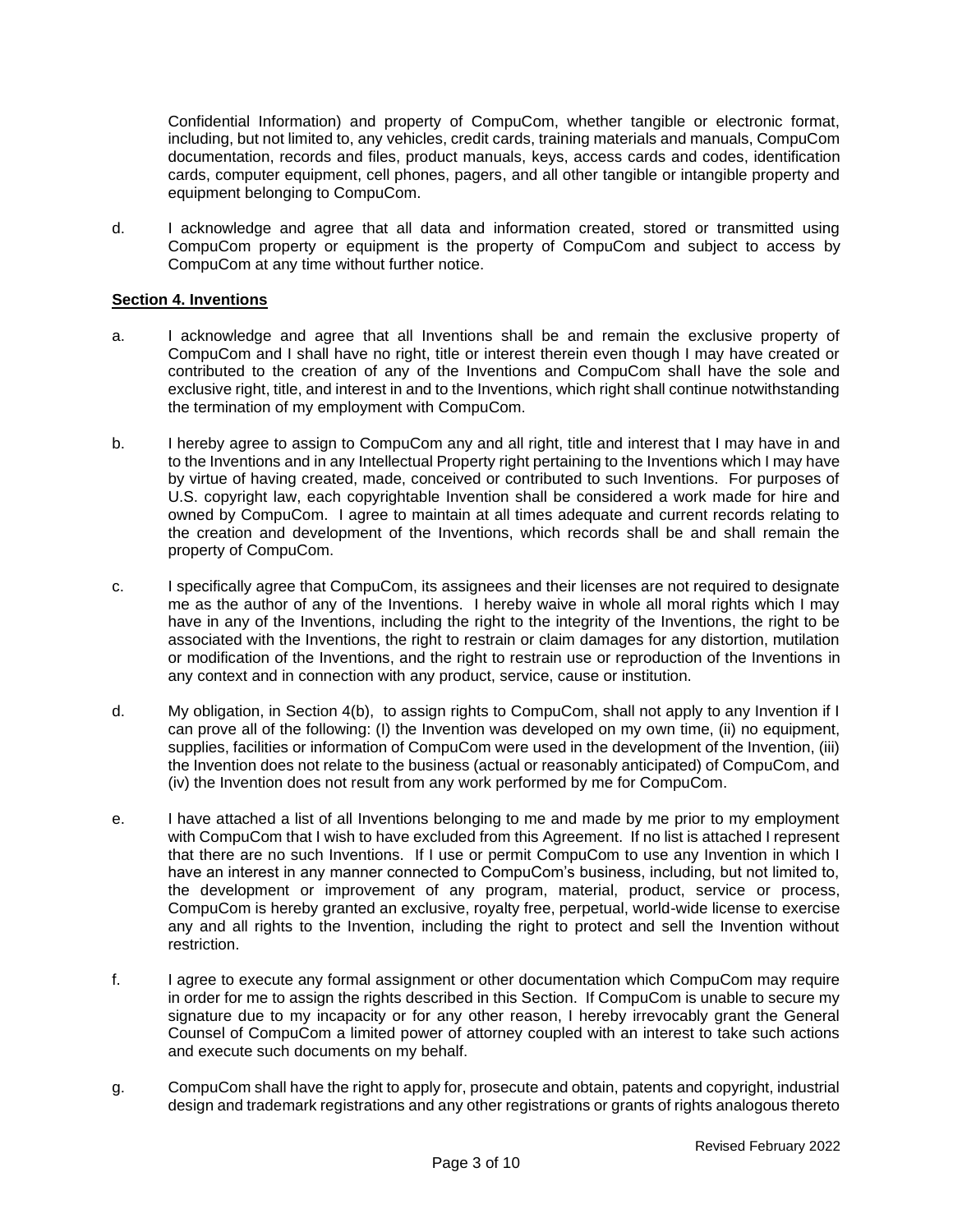Confidential Information) and property of CompuCom, whether tangible or electronic format, including, but not limited to, any vehicles, credit cards, training materials and manuals, CompuCom documentation, records and files, product manuals, keys, access cards and codes, identification cards, computer equipment, cell phones, pagers, and all other tangible or intangible property and equipment belonging to CompuCom.

d. I acknowledge and agree that all data and information created, stored or transmitted using CompuCom property or equipment is the property of CompuCom and subject to access by CompuCom at any time without further notice.

**Section 4. Inventions**

a. I acknowledge and agree that all Inventions shall be and remain the exclusive property of CompuCom and I shall have no right, title or interest therein even though I may have created or contributed to the creation of any of the Inventions and CompuCom shall have the sole and exclusive right, title, and interest in and to the Inventions, which right shall continue notwithstanding the termination of my employment with CompuCom.

b. I hereby agree to assign to CompuCom any and all right, title and interest that I may have in and to the Inventions and in any Intellectual Property right pertaining to the Inventions which I may have by virtue of having created, made, conceived or contributed to such Inventions. For purposes of U.S. copyright law, each copyrightable Invention shall be considered a work made for hire and owned by CompuCom. I agree to maintain at all times adequate and current records relating to the creation and development of the Inventions, which records shall be and shall remain the property of CompuCom.

c. I specifically agree that CompuCom, its assignees and their licenses are not required to designate me as the author of any of the Inventions. I hereby waive in whole all moral rights which I may have in any of the Inventions, including the right to the integrity of the Inventions, the right to be associated with the Inventions, the right to restrain or claim damages for any distortion, mutilation or modification of the Inventions, and the right to restrain use or reproduction of the Inventions in any context and in connection with any product, service, cause or institution.

d. My obligation, in Section 4(b), to assign rights to CompuCom, shall not apply to any Invention if I can prove all of the following: (I) the Invention was developed on my own time, (ii) no equipment, supplies, facilities or information of CompuCom were used in the development of the Invention, (iii) the Invention does not relate to the business (actual or reasonably anticipated) of CompuCom, and (iv) the Invention does not result from any work performed by me for CompuCom.

e. I have attached a list of all Inventions belonging to me and made by me prior to my employment with CompuCom that I wish to have excluded from this Agreement. If no list is attached I represent that there are no such Inventions. If I use or permit CompuCom to use any Invention in which I have an interest in any manner connected to CompuCom's business, including, but not limited to, the development or improvement of any program, material, product, service or process, CompuCom is hereby granted an exclusive, royalty free, perpetual, world-wide license to exercise any and all rights to the Invention, including the right to protect and sell the Invention without restriction.

f. I agree to execute any formal assignment or other documentation which CompuCom may require in order for me to assign the rights described in this Section. If CompuCom is unable to secure my signature due to my incapacity or for any other reason, I hereby irrevocably grant the General Counsel of CompuCom a limited power of attorney coupled with an interest to take such actions and execute such documents on my behalf.

g. CompuCom shall have the right to apply for, prosecute and obtain, patents and copyright, industrial design and trademark registrations and any other registrations or grants of rights analogous thereto

Revised February 2022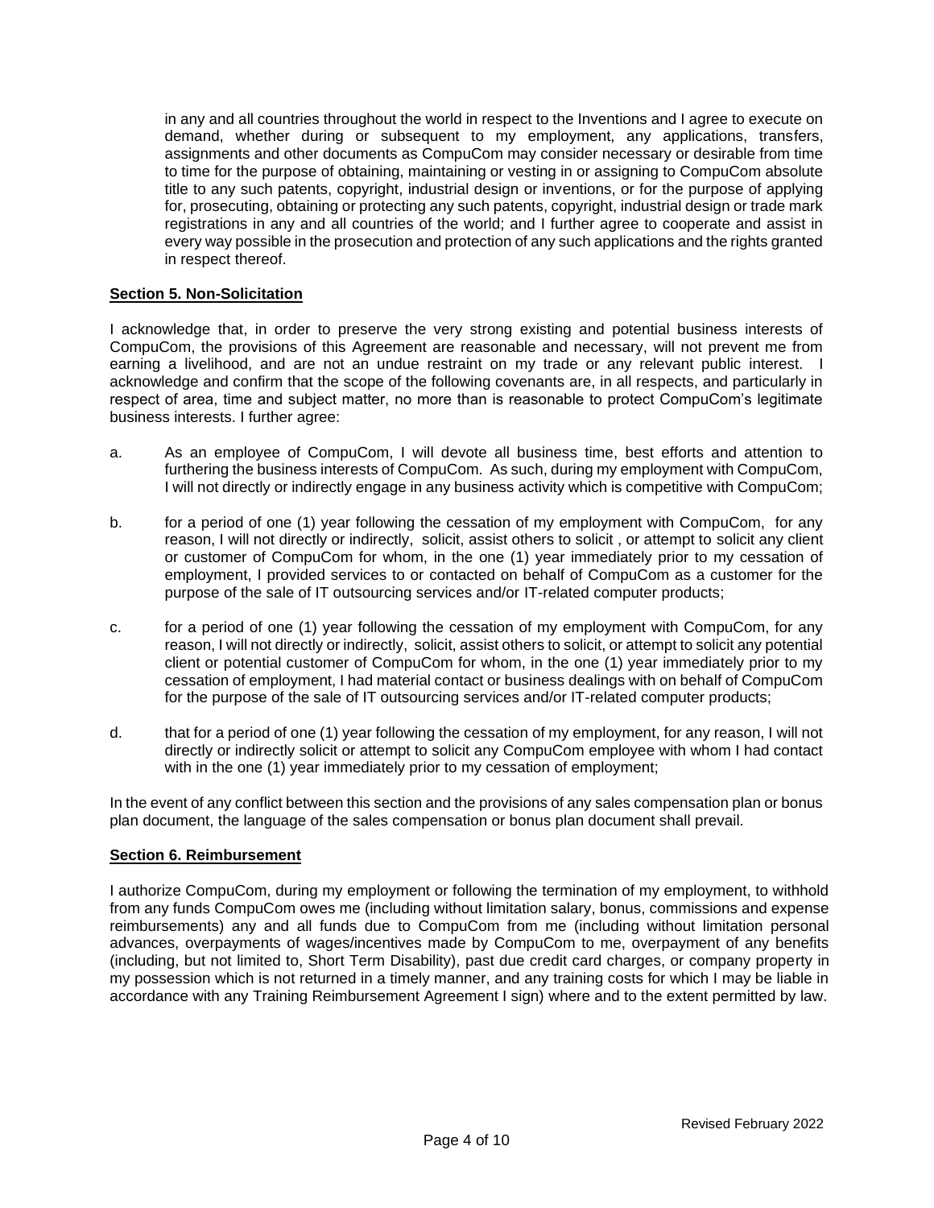in any and all countries throughout the world in respect to the Inventions and I agree to execute on demand, whether during or subsequent to my employment, any applications, transfers, assignments and other documents as CompuCom may consider necessary or desirable from time to time for the purpose of obtaining, maintaining or vesting in or assigning to CompuCom absolute title to any such patents, copyright, industrial design or inventions, or for the purpose of applying for, prosecuting, obtaining or protecting any such patents, copyright, industrial design or trade mark registrations in any and all countries of the world; and I further agree to cooperate and assist in every way possible in the prosecution and protection of any such applications and the rights granted in respect thereof.

**Section 5. Non-Solicitation**

I acknowledge that, in order to preserve the very strong existing and potential business interests of CompuCom, the provisions of this Agreement are reasonable and necessary, will not prevent me from earning a livelihood, and are not an undue restraint on my trade or any relevant public interest. I acknowledge and confirm that the scope of the following covenants are, in all respects, and particularly in respect of area, time and subject matter, no more than is reasonable to protect CompuCom's legitimate business interests. I further agree:

a. As an employee of CompuCom, I will devote all business time, best efforts and attention to furthering the business interests of CompuCom. As such, during my employment with CompuCom, I will not directly or indirectly engage in any business activity which is competitive with CompuCom;

b. for a period of one (1) year following the cessation of my employment with CompuCom, for any reason, I will not directly or indirectly, solicit, assist others to solicit , or attempt to solicit any client or customer of CompuCom for whom, in the one (1) year immediately prior to my cessation of employment, I provided services to or contacted on behalf of CompuCom as a customer for the purpose of the sale of IT outsourcing services and/or IT-related computer products;

c. for a period of one (1) year following the cessation of my employment with CompuCom, for any reason, I will not directly or indirectly, solicit, assist others to solicit, or attempt to solicit any potential client or potential customer of CompuCom for whom, in the one (1) year immediately prior to my cessation of employment, I had material contact or business dealings with on behalf of CompuCom for the purpose of the sale of IT outsourcing services and/or IT-related computer products;

d. that for a period of one (1) year following the cessation of my employment, for any reason, I will not directly or indirectly solicit or attempt to solicit any CompuCom employee with whom I had contact with in the one (1) year immediately prior to my cessation of employment;

In the event of any conflict between this section and the provisions of any sales compensation plan or bonus plan document, the language of the sales compensation or bonus plan document shall prevail.

**Section 6. Reimbursement**

I authorize CompuCom, during my employment or following the termination of my employment, to withhold from any funds CompuCom owes me (including without limitation salary, bonus, commissions and expense reimbursements) any and all funds due to CompuCom from me (including without limitation personal advances, overpayments of wages/incentives made by CompuCom to me, overpayment of any benefits (including, but not limited to, Short Term Disability), past due credit card charges, or company property in my possession which is not returned in a timely manner, and any training costs for which I may be liable in accordance with any Training Reimbursement Agreement I sign) where and to the extent permitted by law.

Revised February 2022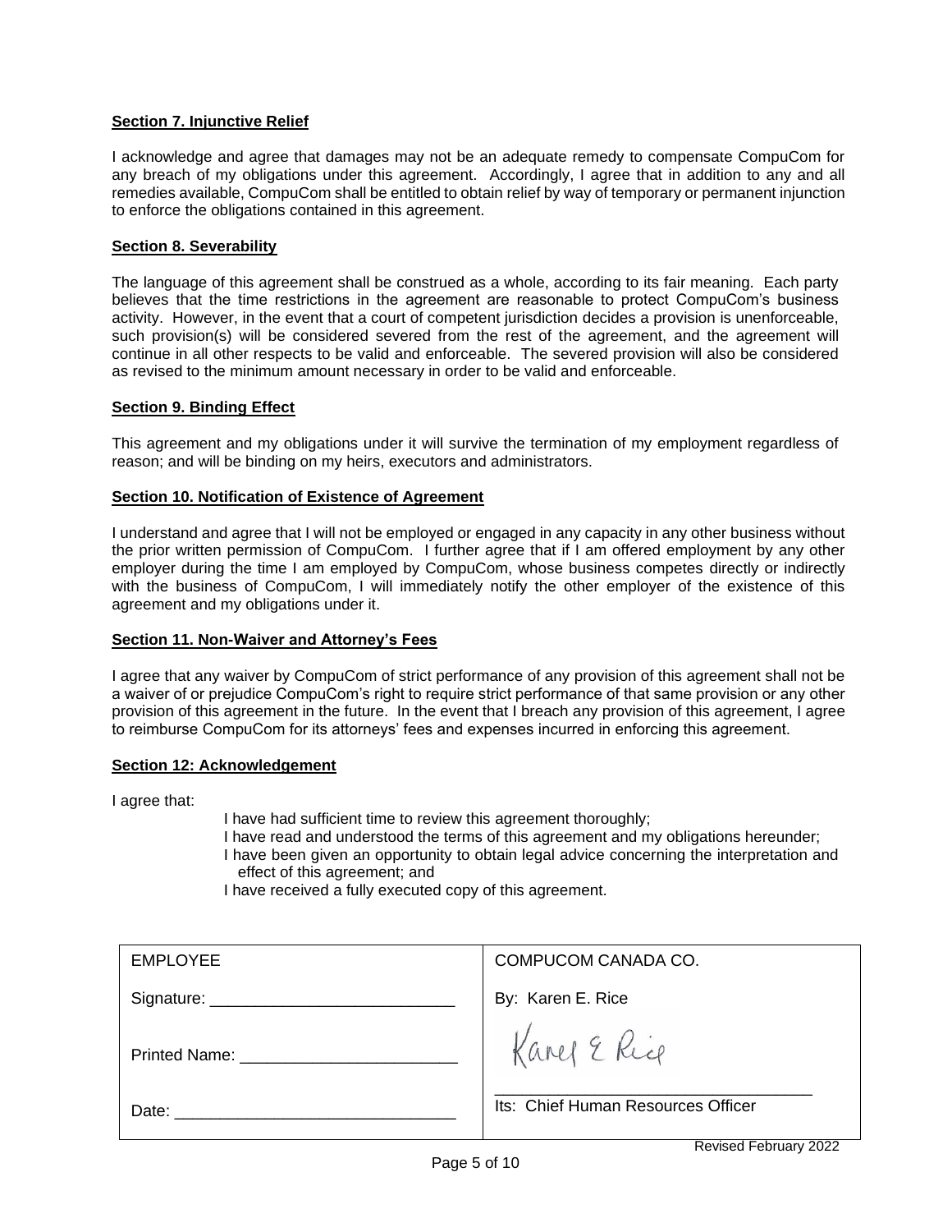**Section 7. Injunctive Relief**

I acknowledge and agree that damages may not be an adequate remedy to compensate CompuCom for any breach of my obligations under this agreement. Accordingly, I agree that in addition to any and all remedies available, CompuCom shall be entitled to obtain relief by way of temporary or permanent injunction to enforce the obligations contained in this agreement.

**Section 8. Severability**

The language of this agreement shall be construed as a whole, according to its fair meaning. Each party believes that the time restrictions in the agreement are reasonable to protect CompuCom's business activity. However, in the event that a court of competent jurisdiction decides a provision is unenforceable, such provision(s) will be considered severed from the rest of the agreement, and the agreement will continue in all other respects to be valid and enforceable. The severed provision will also be considered as revised to the minimum amount necessary in order to be valid and enforceable.

**Section 9. Binding Effect**

This agreement and my obligations under it will survive the termination of my employment regardless of reason; and will be binding on my heirs, executors and administrators.

**Section 10. Notification of Existence of Agreement**

I understand and agree that I will not be employed or engaged in any capacity in any other business without the prior written permission of CompuCom. I further agree that if I am offered employment by any other employer during the time I am employed by CompuCom, whose business competes directly or indirectly with the business of CompuCom, I will immediately notify the other employer of the existence of this agreement and my obligations under it.

**Section 11. Non-Waiver and Attorney's Fees**

I agree that any waiver by CompuCom of strict performance of any provision of this agreement shall not be a waiver of or prejudice CompuCom's right to require strict performance of that same provision or any other provision of this agreement in the future. In the event that I breach any provision of this agreement, I agree to reimburse CompuCom for its attorneys' fees and expenses incurred in enforcing this agreement.

**Section 12: Acknowledgement**

I agree that:

- I have had sufficient time to review this agreement thoroughly;
- I have read and understood the terms of this agreement and my obligations hereunder;
- I have been given an opportunity to obtain legal advice concerning the interpretation and effect of this agreement; and
- I have received a fully executed copy of this agreement.

| EMPLOYEE | COMPUCOM CANADA CO. |
|---|---|
| Signature: ___________________________ | By: Karen E. Rice |
| Printed Name: ________________________ | Karen E Rice |
| Date: _______________________________ | Its: Chief Human Resources Officer |

Revised February 2022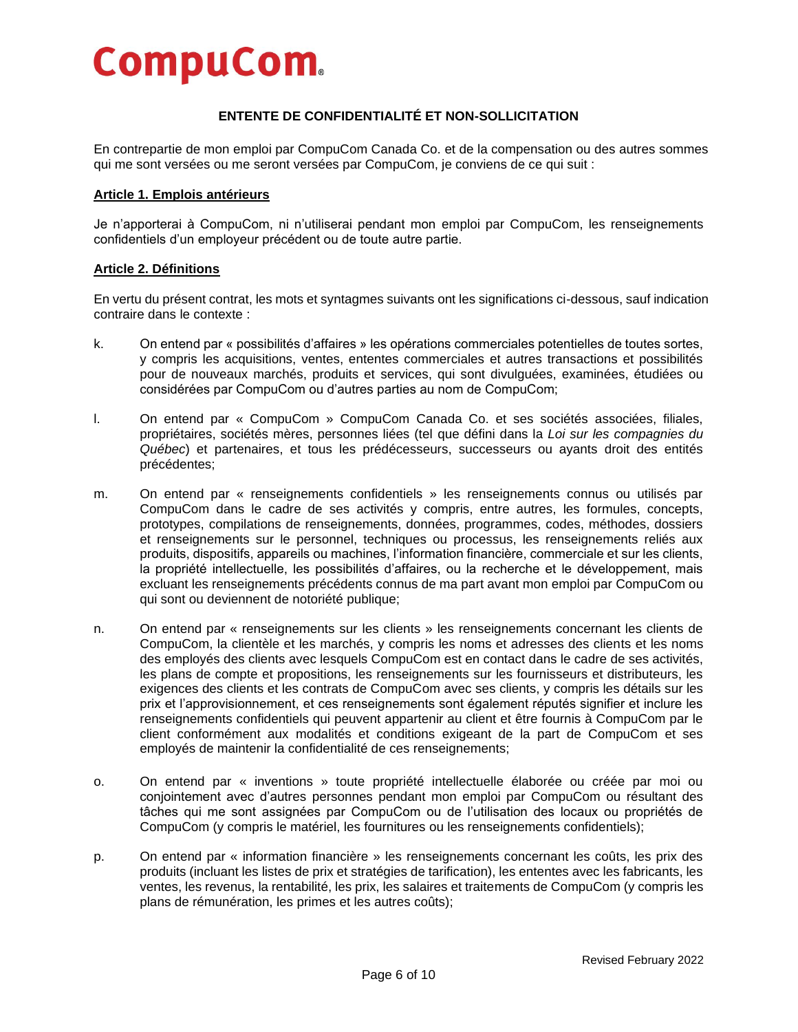# CompuCom

## ENTENTE DE CONFIDENTIALITÉ ET NON-SOLLICITATION

En contrepartie de mon emploi par CompuCom Canada Co. et de la compensation ou des autres sommes qui me sont versées ou me seront versées par CompuCom, je conviens de ce qui suit :

### Article 1. Emplois antérieurs

Je n'apporterai à CompuCom, ni n'utiliserai pendant mon emploi par CompuCom, les renseignements confidentiels d'un employeur précédent ou de toute autre partie.

### Article 2. Définitions

En vertu du présent contrat, les mots et syntagmes suivants ont les significations ci-dessous, sauf indication contraire dans le contexte :

k. On entend par « possibilités d'affaires » les opérations commerciales potentielles de toutes sortes, y compris les acquisitions, ventes, ententes commerciales et autres transactions et possibilités pour de nouveaux marchés, produits et services, qui sont divulguées, examinées, étudiées ou considérées par CompuCom ou d'autres parties au nom de CompuCom;

l. On entend par « CompuCom » CompuCom Canada Co. et ses sociétés associées, filiales, propriétaires, sociétés mères, personnes liées (tel que défini dans la *Loi sur les compagnies du Québec*) et partenaires, et tous les prédécesseurs, successeurs ou ayants droit des entités précédentes;

m. On entend par « renseignements confidentiels » les renseignements connus ou utilisés par CompuCom dans le cadre de ses activités y compris, entre autres, les formules, concepts, prototypes, compilations de renseignements, données, programmes, codes, méthodes, dossiers et renseignements sur le personnel, techniques ou processus, les renseignements reliés aux produits, dispositifs, appareils ou machines, l'information financière, commerciale et sur les clients, la propriété intellectuelle, les possibilités d'affaires, ou la recherche et le développement, mais excluant les renseignements précédents connus de ma part avant mon emploi par CompuCom ou qui sont ou deviennent de notoriété publique;

n. On entend par « renseignements sur les clients » les renseignements concernant les clients de CompuCom, la clientèle et les marchés, y compris les noms et adresses des clients et les noms des employés des clients avec lesquels CompuCom est en contact dans le cadre de ses activités, les plans de compte et propositions, les renseignements sur les fournisseurs et distributeurs, les exigences des clients et les contrats de CompuCom avec ses clients, y compris les détails sur les prix et l'approvisionnement, et ces renseignements sont également réputés signifier et inclure les renseignements confidentiels qui peuvent appartenir au client et être fournis à CompuCom par le client conformément aux modalités et conditions exigeant de la part de CompuCom et ses employés de maintenir la confidentialité de ces renseignements;

o. On entend par « inventions » toute propriété intellectuelle élaborée ou créée par moi ou conjointement avec d'autres personnes pendant mon emploi par CompuCom ou résultant des tâches qui me sont assignées par CompuCom ou de l'utilisation des locaux ou propriétés de CompuCom (y compris le matériel, les fournitures ou les renseignements confidentiels);

p. On entend par « information financière » les renseignements concernant les coûts, les prix des produits (incluant les listes de prix et stratégies de tarification), les ententes avec les fabricants, les ventes, les revenus, la rentabilité, les prix, les salaires et traitements de CompuCom (y compris les plans de rémunération, les primes et les autres coûts);

Revised February 2022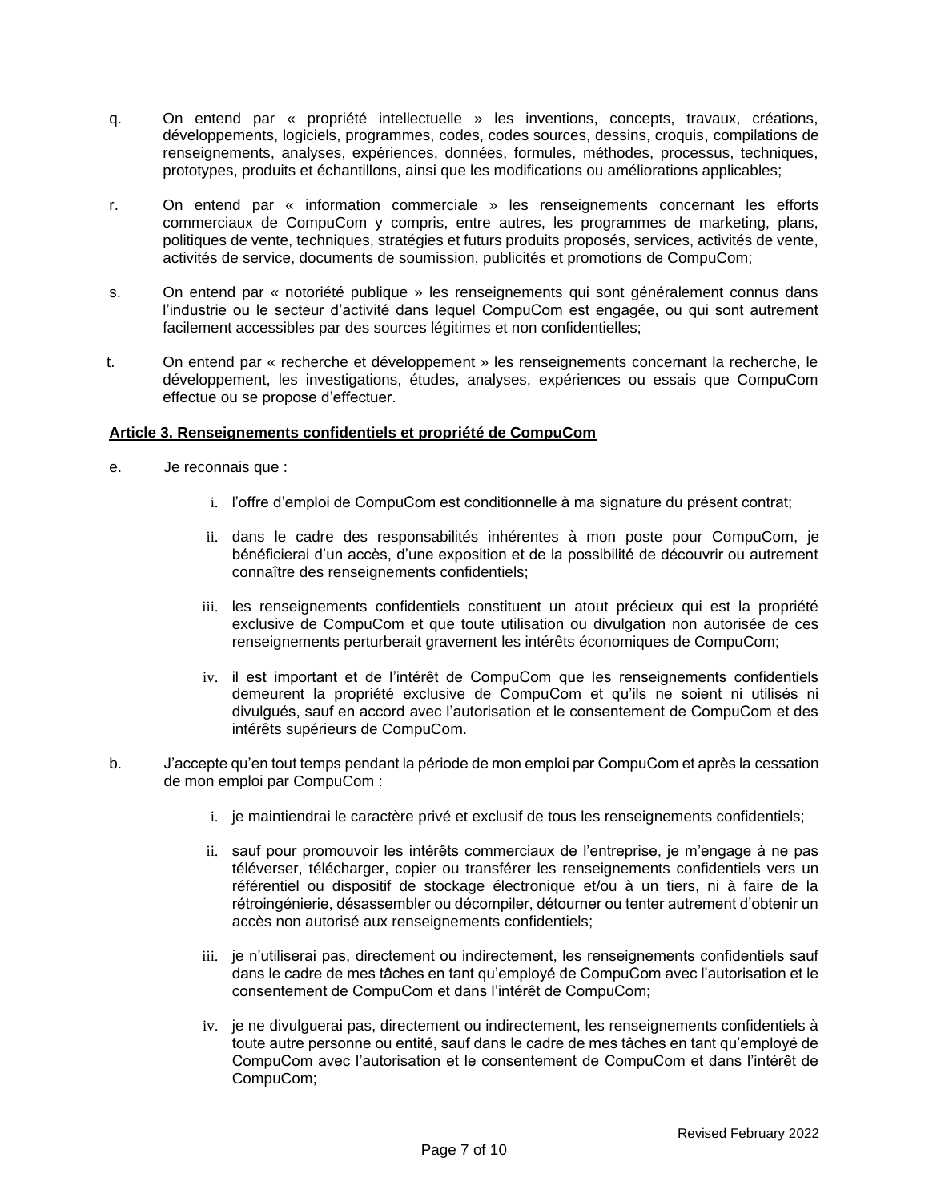q. On entend par « propriété intellectuelle » les inventions, concepts, travaux, créations, développements, logiciels, programmes, codes, codes sources, dessins, croquis, compilations de renseignements, analyses, expériences, données, formules, méthodes, processus, techniques, prototypes, produits et échantillons, ainsi que les modifications ou améliorations applicables;

r. On entend par « information commerciale » les renseignements concernant les efforts commerciaux de CompuCom y compris, entre autres, les programmes de marketing, plans, politiques de vente, techniques, stratégies et futurs produits proposés, services, activités de vente, activités de service, documents de soumission, publicités et promotions de CompuCom;

s. On entend par « notoriété publique » les renseignements qui sont généralement connus dans l'industrie ou le secteur d'activité dans lequel CompuCom est engagée, ou qui sont autrement facilement accessibles par des sources légitimes et non confidentielles;

t. On entend par « recherche et développement » les renseignements concernant la recherche, le développement, les investigations, études, analyses, expériences ou essais que CompuCom effectue ou se propose d'effectuer.

**Article 3. Renseignements confidentiels et propriété de CompuCom**

e. Je reconnais que :

   i. l'offre d'emploi de CompuCom est conditionnelle à ma signature du présent contrat;

   ii. dans le cadre des responsabilités inhérentes à mon poste pour CompuCom, je bénéficierai d'un accès, d'une exposition et de la possibilité de découvrir ou autrement connaître des renseignements confidentiels;

   iii. les renseignements confidentiels constituent un atout précieux qui est la propriété exclusive de CompuCom et que toute utilisation ou divulgation non autorisée de ces renseignements perturberait gravement les intérêts économiques de CompuCom;

   iv. il est important et de l'intérêt de CompuCom que les renseignements confidentiels demeurent la propriété exclusive de CompuCom et qu'ils ne soient ni utilisés ni divulgués, sauf en accord avec l'autorisation et le consentement de CompuCom et des intérêts supérieurs de CompuCom.

b. J'accepte qu'en tout temps pendant la période de mon emploi par CompuCom et après la cessation de mon emploi par CompuCom :

   i. je maintiendrai le caractère privé et exclusif de tous les renseignements confidentiels;

   ii. sauf pour promouvoir les intérêts commerciaux de l'entreprise, je m'engage à ne pas téléverser, télécharger, copier ou transférer les renseignements confidentiels vers un référentiel ou dispositif de stockage électronique et/ou à un tiers, ni à faire de la rétroingénierie, désassembler ou décompiler, détourner ou tenter autrement d'obtenir un accès non autorisé aux renseignements confidentiels;

   iii. je n'utiliserai pas, directement ou indirectement, les renseignements confidentiels sauf dans le cadre de mes tâches en tant qu'employé de CompuCom avec l'autorisation et le consentement de CompuCom et dans l'intérêt de CompuCom;

   iv. je ne divulguerai pas, directement ou indirectement, les renseignements confidentiels à toute autre personne ou entité, sauf dans le cadre de mes tâches en tant qu'employé de CompuCom avec l'autorisation et le consentement de CompuCom et dans l'intérêt de CompuCom;

Revised February 2022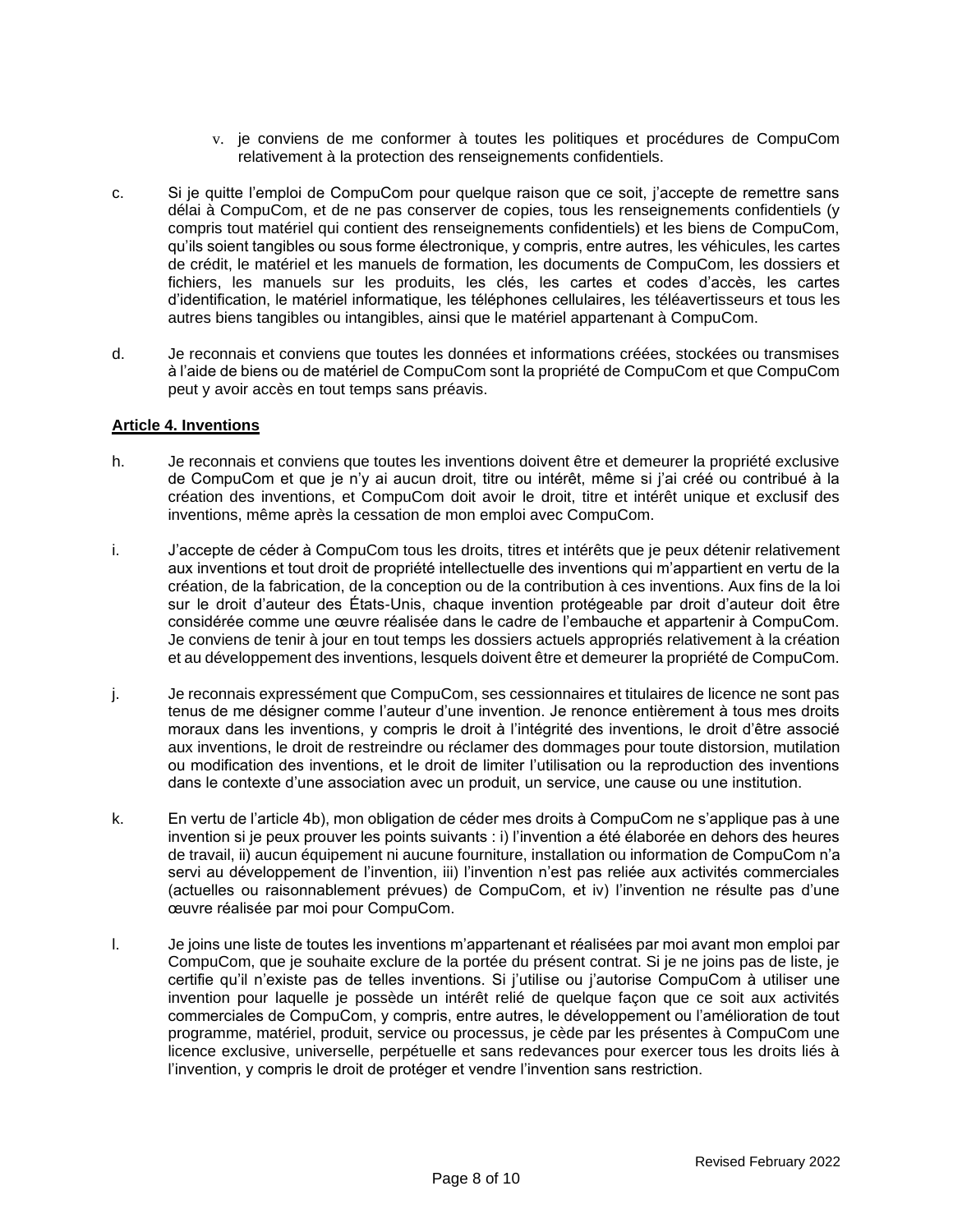v. je conviens de me conformer à toutes les politiques et procédures de CompuCom relativement à la protection des renseignements confidentiels.

c. Si je quitte l'emploi de CompuCom pour quelque raison que ce soit, j'accepte de remettre sans délai à CompuCom, et de ne pas conserver de copies, tous les renseignements confidentiels (y compris tout matériel qui contient des renseignements confidentiels) et les biens de CompuCom, qu'ils soient tangibles ou sous forme électronique, y compris, entre autres, les véhicules, les cartes de crédit, le matériel et les manuels de formation, les documents de CompuCom, les dossiers et fichiers, les manuels sur les produits, les clés, les cartes et codes d'accès, les cartes d'identification, le matériel informatique, les téléphones cellulaires, les téléavertisseurs et tous les autres biens tangibles ou intangibles, ainsi que le matériel appartenant à CompuCom.

d. Je reconnais et conviens que toutes les données et informations créées, stockées ou transmises à l'aide de biens ou de matériel de CompuCom sont la propriété de CompuCom et que CompuCom peut y avoir accès en tout temps sans préavis.

**Article 4. Inventions**

h. Je reconnais et conviens que toutes les inventions doivent être et demeurer la propriété exclusive de CompuCom et que je n'y ai aucun droit, titre ou intérêt, même si j'ai créé ou contribué à la création des inventions, et CompuCom doit avoir le droit, titre et intérêt unique et exclusif des inventions, même après la cessation de mon emploi avec CompuCom.

i. J'accepte de céder à CompuCom tous les droits, titres et intérêts que je peux détenir relativement aux inventions et tout droit de propriété intellectuelle des inventions qui m'appartient en vertu de la création, de la fabrication, de la conception ou de la contribution à ces inventions. Aux fins de la loi sur le droit d'auteur des États-Unis, chaque invention protégeable par droit d'auteur doit être considérée comme une œuvre réalisée dans le cadre de l'embauche et appartenir à CompuCom. Je conviens de tenir à jour en tout temps les dossiers actuels appropriés relativement à la création et au développement des inventions, lesquels doivent être et demeurer la propriété de CompuCom.

j. Je reconnais expressément que CompuCom, ses cessionnaires et titulaires de licence ne sont pas tenus de me désigner comme l'auteur d'une invention. Je renonce entièrement à tous mes droits moraux dans les inventions, y compris le droit à l'intégrité des inventions, le droit d'être associé aux inventions, le droit de restreindre ou réclamer des dommages pour toute distorsion, mutilation ou modification des inventions, et le droit de limiter l'utilisation ou la reproduction des inventions dans le contexte d'une association avec un produit, un service, une cause ou une institution.

k. En vertu de l'article 4b), mon obligation de céder mes droits à CompuCom ne s'applique pas à une invention si je peux prouver les points suivants : i) l'invention a été élaborée en dehors des heures de travail, ii) aucun équipement ni aucune fourniture, installation ou information de CompuCom n'a servi au développement de l'invention, iii) l'invention n'est pas reliée aux activités commerciales (actuelles ou raisonnablement prévues) de CompuCom, et iv) l'invention ne résulte pas d'une œuvre réalisée par moi pour CompuCom.

l. Je joins une liste de toutes les inventions m'appartenant et réalisées par moi avant mon emploi par CompuCom, que je souhaite exclure de la portée du présent contrat. Si je ne joins pas de liste, je certifie qu'il n'existe pas de telles inventions. Si j'utilise ou j'autorise CompuCom à utiliser une invention pour laquelle je possède un intérêt relié de quelque façon que ce soit aux activités commerciales de CompuCom, y compris, entre autres, le développement ou l'amélioration de tout programme, matériel, produit, service ou processus, je cède par les présentes à CompuCom une licence exclusive, universelle, perpétuelle et sans redevances pour exercer tous les droits liés à l'invention, y compris le droit de protéger et vendre l'invention sans restriction.

Revised February 2022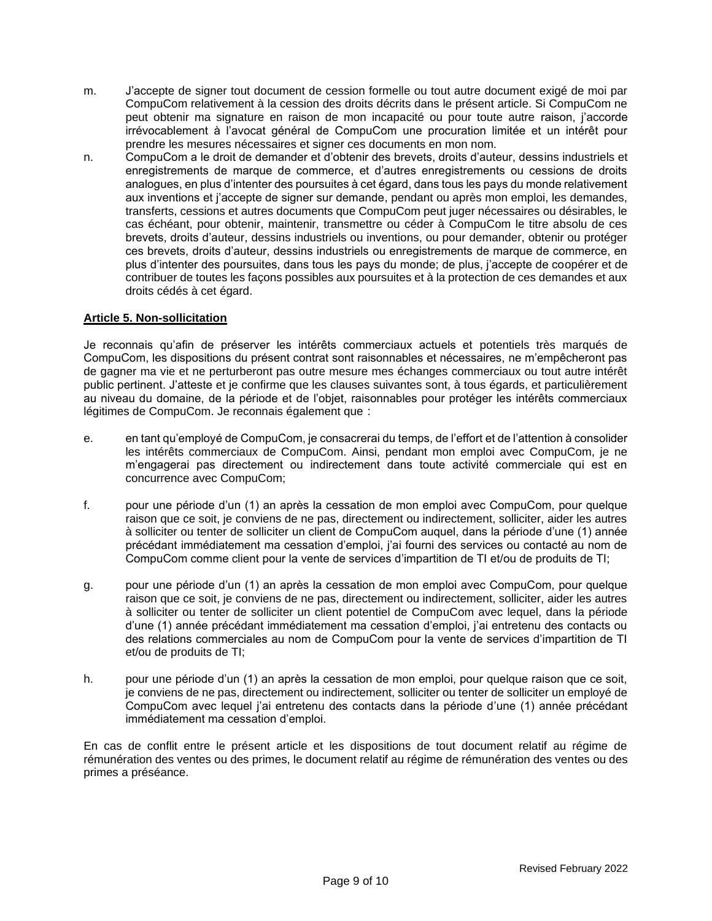m. J’accepte de signer tout document de cession formelle ou tout autre document exigé de moi par CompuCom relativement à la cession des droits décrits dans le présent article. Si CompuCom ne peut obtenir ma signature en raison de mon incapacité ou pour toute autre raison, j’accorde irrévocablement à l’avocat général de CompuCom une procuration limitée et un intérêt pour prendre les mesures nécessaires et signer ces documents en mon nom.

n. CompuCom a le droit de demander et d’obtenir des brevets, droits d’auteur, dessins industriels et enregistrements de marque de commerce, et d’autres enregistrements ou cessions de droits analogues, en plus d’intenter des poursuites à cet égard, dans tous les pays du monde relativement aux inventions et j’accepte de signer sur demande, pendant ou après mon emploi, les demandes, transferts, cessions et autres documents que CompuCom peut juger nécessaires ou désirables, le cas échéant, pour obtenir, maintenir, transmettre ou céder à CompuCom le titre absolu de ces brevets, droits d’auteur, dessins industriels ou inventions, ou pour demander, obtenir ou protéger ces brevets, droits d’auteur, dessins industriels ou enregistrements de marque de commerce, en plus d’intenter des poursuites, dans tous les pays du monde; de plus, j’accepte de coopérer et de contribuer de toutes les façons possibles aux poursuites et à la protection de ces demandes et aux droits cédés à cet égard.

**Article 5. Non-sollicitation**

Je reconnais qu’afin de préserver les intérêts commerciaux actuels et potentiels très marqués de CompuCom, les dispositions du présent contrat sont raisonnables et nécessaires, ne m’empêcheront pas de gagner ma vie et ne perturberont pas outre mesure mes échanges commerciaux ou tout autre intérêt public pertinent. J’atteste et je confirme que les clauses suivantes sont, à tous égards, et particulièrement au niveau du domaine, de la période et de l’objet, raisonnables pour protéger les intérêts commerciaux légitimes de CompuCom. Je reconnais également que :

e. en tant qu’employé de CompuCom, je consacrerai du temps, de l’effort et de l’attention à consolider les intérêts commerciaux de CompuCom. Ainsi, pendant mon emploi avec CompuCom, je ne m’engagerai pas directement ou indirectement dans toute activité commerciale qui est en concurrence avec CompuCom;

f. pour une période d’un (1) an après la cessation de mon emploi avec CompuCom, pour quelque raison que ce soit, je conviens de ne pas, directement ou indirectement, solliciter, aider les autres à solliciter ou tenter de solliciter un client de CompuCom auquel, dans la période d’une (1) année précédant immédiatement ma cessation d’emploi, j’ai fourni des services ou contacté au nom de CompuCom comme client pour la vente de services d’impartition de TI et/ou de produits de TI;

g. pour une période d’un (1) an après la cessation de mon emploi avec CompuCom, pour quelque raison que ce soit, je conviens de ne pas, directement ou indirectement, solliciter, aider les autres à solliciter ou tenter de solliciter un client potentiel de CompuCom avec lequel, dans la période d’une (1) année précédant immédiatement ma cessation d’emploi, j’ai entretenu des contacts ou des relations commerciales au nom de CompuCom pour la vente de services d’impartition de TI et/ou de produits de TI;

h. pour une période d’un (1) an après la cessation de mon emploi, pour quelque raison que ce soit, je conviens de ne pas, directement ou indirectement, solliciter ou tenter de solliciter un employé de CompuCom avec lequel j’ai entretenu des contacts dans la période d’une (1) année précédant immédiatement ma cessation d’emploi.

En cas de conflit entre le présent article et les dispositions de tout document relatif au régime de rémunération des ventes ou des primes, le document relatif au régime de rémunération des ventes ou des primes a préséance.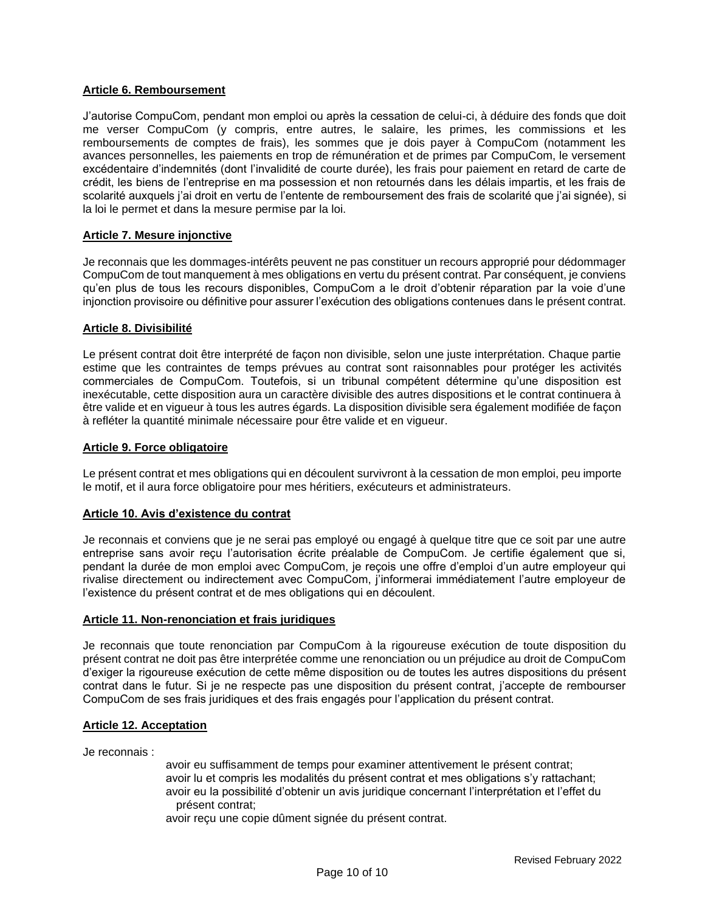**Article 6. Remboursement**

J'autorise CompuCom, pendant mon emploi ou après la cessation de celui-ci, à déduire des fonds que doit me verser CompuCom (y compris, entre autres, le salaire, les primes, les commissions et les remboursements de comptes de frais), les sommes que je dois payer à CompuCom (notamment les avances personnelles, les paiements en trop de rémunération et de primes par CompuCom, le versement excédentaire d'indemnités (dont l'invalidité de courte durée), les frais pour paiement en retard de carte de crédit, les biens de l'entreprise en ma possession et non retournés dans les délais impartis, et les frais de scolarité auxquels j'ai droit en vertu de l'entente de remboursement des frais de scolarité que j'ai signée), si la loi le permet et dans la mesure permise par la loi.

**Article 7. Mesure injonctive**

Je reconnais que les dommages-intérêts peuvent ne pas constituer un recours approprié pour dédommager CompuCom de tout manquement à mes obligations en vertu du présent contrat. Par conséquent, je conviens qu'en plus de tous les recours disponibles, CompuCom a le droit d'obtenir réparation par la voie d'une injonction provisoire ou définitive pour assurer l'exécution des obligations contenues dans le présent contrat.

**Article 8. Divisibilité**

Le présent contrat doit être interprété de façon non divisible, selon une juste interprétation. Chaque partie estime que les contraintes de temps prévues au contrat sont raisonnables pour protéger les activités commerciales de CompuCom. Toutefois, si un tribunal compétent détermine qu'une disposition est inexécutable, cette disposition aura un caractère divisible des autres dispositions et le contrat continuera à être valide et en vigueur à tous les autres égards. La disposition divisible sera également modifiée de façon à refléter la quantité minimale nécessaire pour être valide et en vigueur.

**Article 9. Force obligatoire**

Le présent contrat et mes obligations qui en découlent survivront à la cessation de mon emploi, peu importe le motif, et il aura force obligatoire pour mes héritiers, exécuteurs et administrateurs.

**Article 10. Avis d'existence du contrat**

Je reconnais et conviens que je ne serai pas employé ou engagé à quelque titre que ce soit par une autre entreprise sans avoir reçu l'autorisation écrite préalable de CompuCom. Je certifie également que si, pendant la durée de mon emploi avec CompuCom, je reçois une offre d'emploi d'un autre employeur qui rivalise directement ou indirectement avec CompuCom, j'informerai immédiatement l'autre employeur de l'existence du présent contrat et de mes obligations qui en découlent.

**Article 11. Non-renonciation et frais juridiques**

Je reconnais que toute renonciation par CompuCom à la rigoureuse exécution de toute disposition du présent contrat ne doit pas être interprétée comme une renonciation ou un préjudice au droit de CompuCom d'exiger la rigoureuse exécution de cette même disposition ou de toutes les autres dispositions du présent contrat dans le futur. Si je ne respecte pas une disposition du présent contrat, j'accepte de rembourser CompuCom de ses frais juridiques et des frais engagés pour l'application du présent contrat.

**Article 12. Acceptation**

Je reconnais :

- avoir eu suffisamment de temps pour examiner attentivement le présent contrat;
- avoir lu et compris les modalités du présent contrat et mes obligations s'y rattachant;
- avoir eu la possibilité d'obtenir un avis juridique concernant l'interprétation et l'effet du présent contrat;
- avoir reçu une copie dûment signée du présent contrat.

Revised February 2022